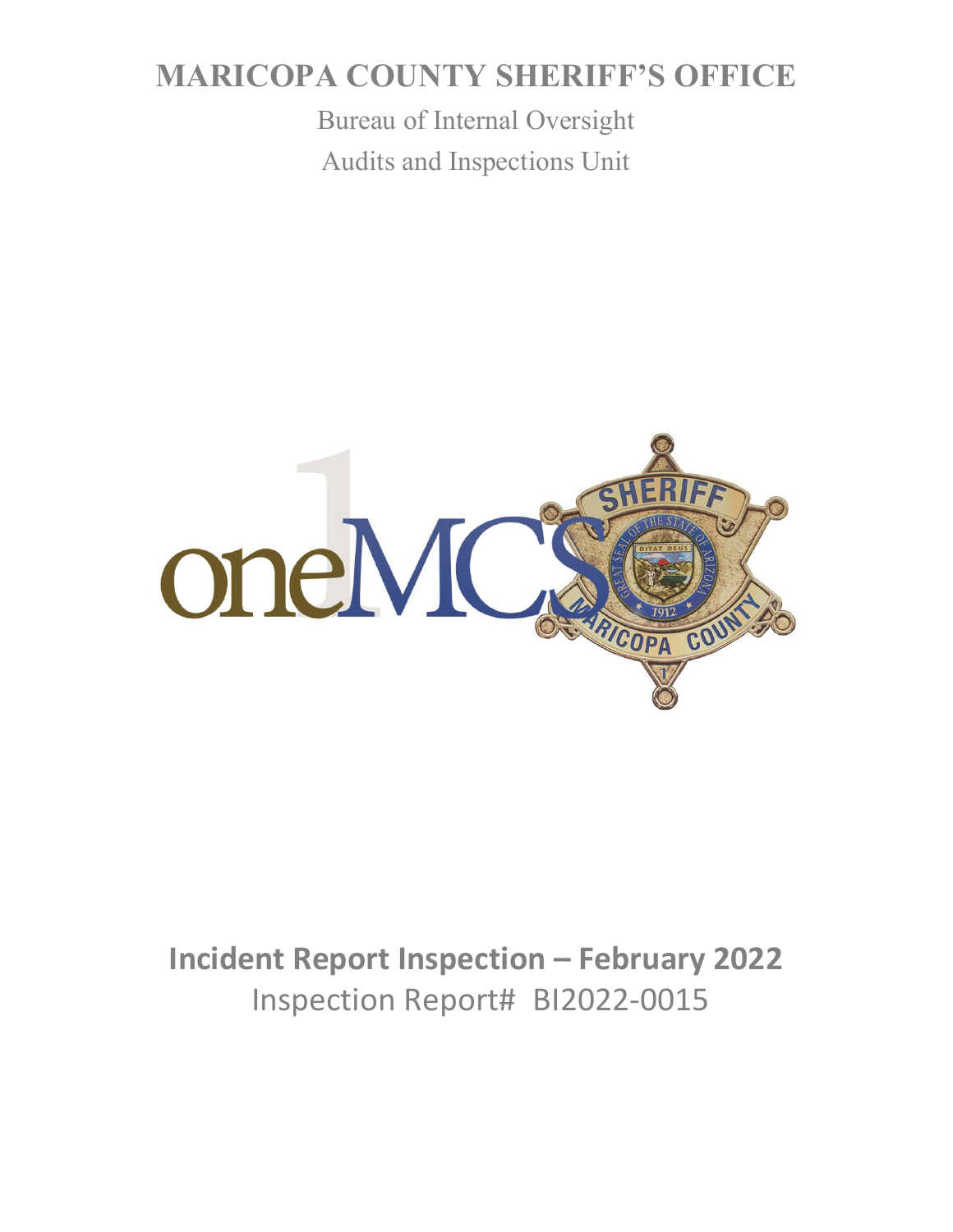# MARICOPA COUNTY SHERIFF'S OFFICE

Bureau of Internal Oversight

Audits and Inspections Unit

## Incident Report Inspection – February 2022

Inspection Report# BI2022-0015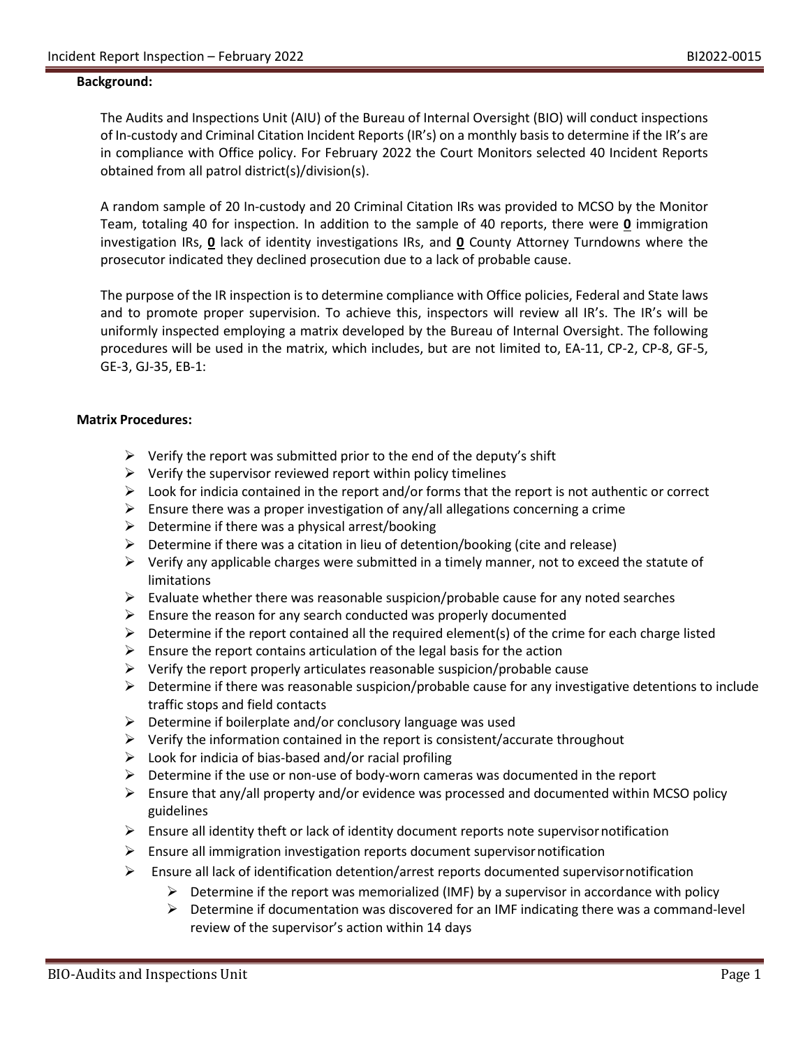**Background:**

The Audits and Inspections Unit (AIU) of the Bureau of Internal Oversight (BIO) will conduct inspections of In-custody and Criminal Citation Incident Reports (IR's) on a monthly basis to determine if the IR's are in compliance with Office policy. For February 2022 the Court Monitors selected 40 Incident Reports obtained from all patrol district(s)/division(s).

A random sample of 20 In-custody and 20 Criminal Citation IRs was provided to MCSO by the Monitor Team, totaling 40 for inspection. In addition to the sample of 40 reports, there were **0** immigration investigation IRs, **0** lack of identity investigations IRs, and **0** County Attorney Turndowns where the prosecutor indicated they declined prosecution due to a lack of probable cause.

The purpose of the IR inspection is to determine compliance with Office policies, Federal and State laws and to promote proper supervision. To achieve this, inspectors will review all IR's. The IR's will be uniformly inspected employing a matrix developed by the Bureau of Internal Oversight. The following procedures will be used in the matrix, which includes, but are not limited to, EA-11, CP-2, CP-8, GF-5, GE-3, GJ-35, EB-1:

**Matrix Procedures:**

- Verify the report was submitted prior to the end of the deputy's shift
- Verify the supervisor reviewed report within policy timelines
- Look for indicia contained in the report and/or forms that the report is not authentic or correct
- Ensure there was a proper investigation of any/all allegations concerning a crime
- Determine if there was a physical arrest/booking
- Determine if there was a citation in lieu of detention/booking (cite and release)
- Verify any applicable charges were submitted in a timely manner, not to exceed the statute of limitations
- Evaluate whether there was reasonable suspicion/probable cause for any noted searches
- Ensure the reason for any search conducted was properly documented
- Determine if the report contained all the required element(s) of the crime for each charge listed
- Ensure the report contains articulation of the legal basis for the action
- Verify the report properly articulates reasonable suspicion/probable cause
- Determine if there was reasonable suspicion/probable cause for any investigative detentions to include traffic stops and field contacts
- Determine if boilerplate and/or conclusory language was used
- Verify the information contained in the report is consistent/accurate throughout
- Look for indicia of bias-based and/or racial profiling
- Determine if the use or non-use of body-worn cameras was documented in the report
- Ensure that any/all property and/or evidence was processed and documented within MCSO policy guidelines
- Ensure all identity theft or lack of identity document reports note supervisor notification
- Ensure all immigration investigation reports document supervisor notification
- Ensure all lack of identification detention/arrest reports documented supervisor notification
  - Determine if the report was memorialized (IMF) by a supervisor in accordance with policy
  - Determine if documentation was discovered for an IMF indicating there was a command-level review of the supervisor's action within 14 days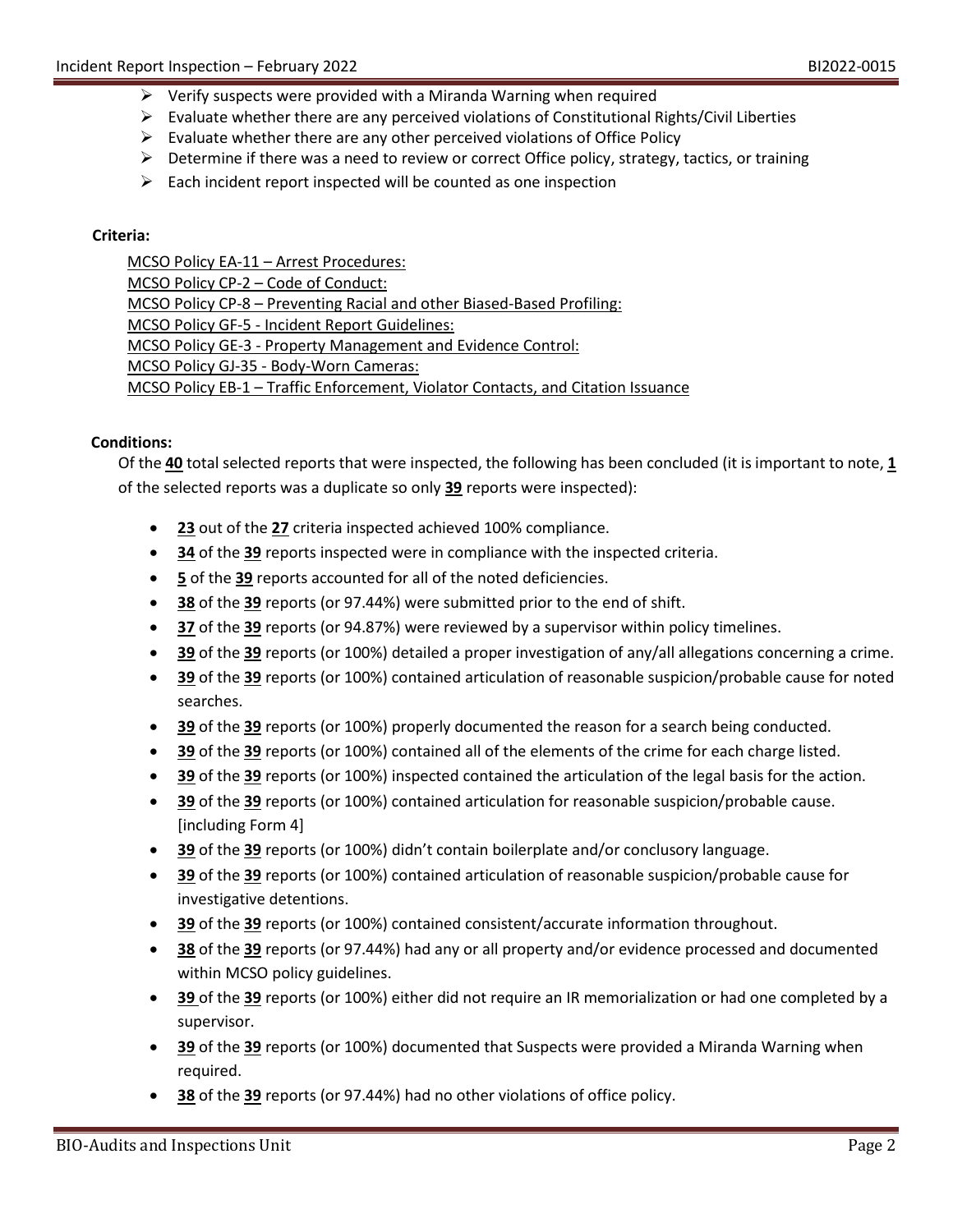- Verify suspects were provided with a Miranda Warning when required
- Evaluate whether there are any perceived violations of Constitutional Rights/Civil Liberties
- Evaluate whether there are any other perceived violations of Office Policy
- Determine if there was a need to review or correct Office policy, strategy, tactics, or training
- Each incident report inspected will be counted as one inspection

**Criteria:**

MCSO Policy EA-11 – Arrest Procedures:
MCSO Policy CP-2 – Code of Conduct:
MCSO Policy CP-8 – Preventing Racial and other Biased-Based Profiling:
MCSO Policy GF-5 - Incident Report Guidelines:
MCSO Policy GE-3 - Property Management and Evidence Control:
MCSO Policy GJ-35 - Body-Worn Cameras:
MCSO Policy EB-1 – Traffic Enforcement, Violator Contacts, and Citation Issuance

**Conditions:**

Of the **40** total selected reports that were inspected, the following has been concluded (it is important to note, **1** of the selected reports was a duplicate so only **39** reports were inspected):

- **23** out of the **27** criteria inspected achieved 100% compliance.
- **34** of the **39** reports inspected were in compliance with the inspected criteria.
- **5** of the **39** reports accounted for all of the noted deficiencies.
- **38** of the **39** reports (or 97.44%) were submitted prior to the end of shift.
- **37** of the **39** reports (or 94.87%) were reviewed by a supervisor within policy timelines.
- **39** of the **39** reports (or 100%) detailed a proper investigation of any/all allegations concerning a crime.
- **39** of the **39** reports (or 100%) contained articulation of reasonable suspicion/probable cause for noted searches.
- **39** of the **39** reports (or 100%) properly documented the reason for a search being conducted.
- **39** of the **39** reports (or 100%) contained all of the elements of the crime for each charge listed.
- **39** of the **39** reports (or 100%) inspected contained the articulation of the legal basis for the action.
- **39** of the **39** reports (or 100%) contained articulation for reasonable suspicion/probable cause. [including Form 4]
- **39** of the **39** reports (or 100%) didn't contain boilerplate and/or conclusory language.
- **39** of the **39** reports (or 100%) contained articulation of reasonable suspicion/probable cause for investigative detentions.
- **39** of the **39** reports (or 100%) contained consistent/accurate information throughout.
- **38** of the **39** reports (or 97.44%) had any or all property and/or evidence processed and documented within MCSO policy guidelines.
- **39** of the **39** reports (or 100%) either did not require an IR memorialization or had one completed by a supervisor.
- **39** of the **39** reports (or 100%) documented that Suspects were provided a Miranda Warning when required.
- **38** of the **39** reports (or 97.44%) had no other violations of office policy.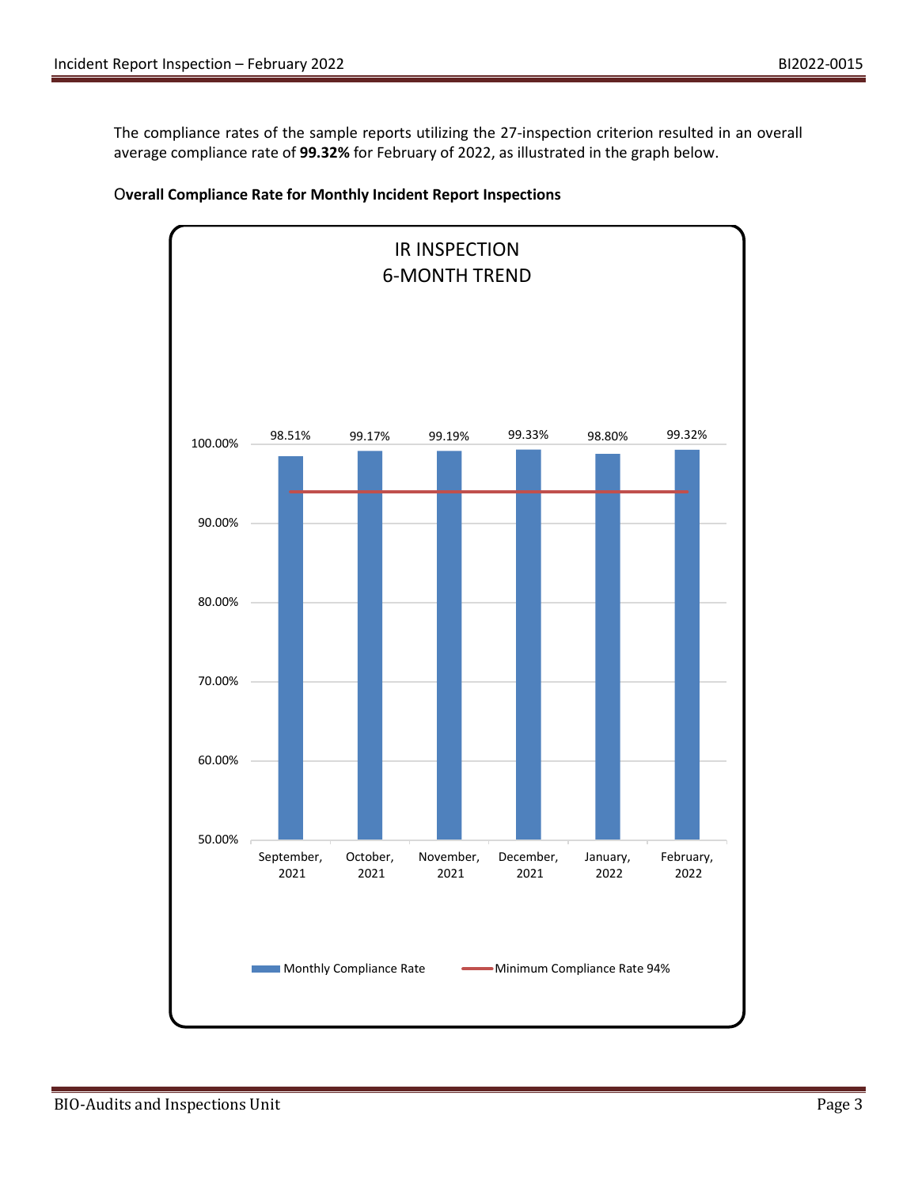The compliance rates of the sample reports utilizing the 27-inspection criterion resulted in an overall average compliance rate of **99.32%** for February of 2022, as illustrated in the graph below.

**Overall Compliance Rate for Monthly Incident Report Inspections**

IR INSPECTION
6-MONTH TREND

| Month | Monthly Compliance Rate | Minimum Compliance Rate 94% |
|---|---|---|
| September, 2021 | 98.51% | 94% |
| October, 2021 | 99.17% | 94% |
| November, 2021 | 99.19% | 94% |
| December, 2021 | 99.33% | 94% |
| January, 2022 | 98.80% | 94% |
| February, 2022 | 99.32% | 94% |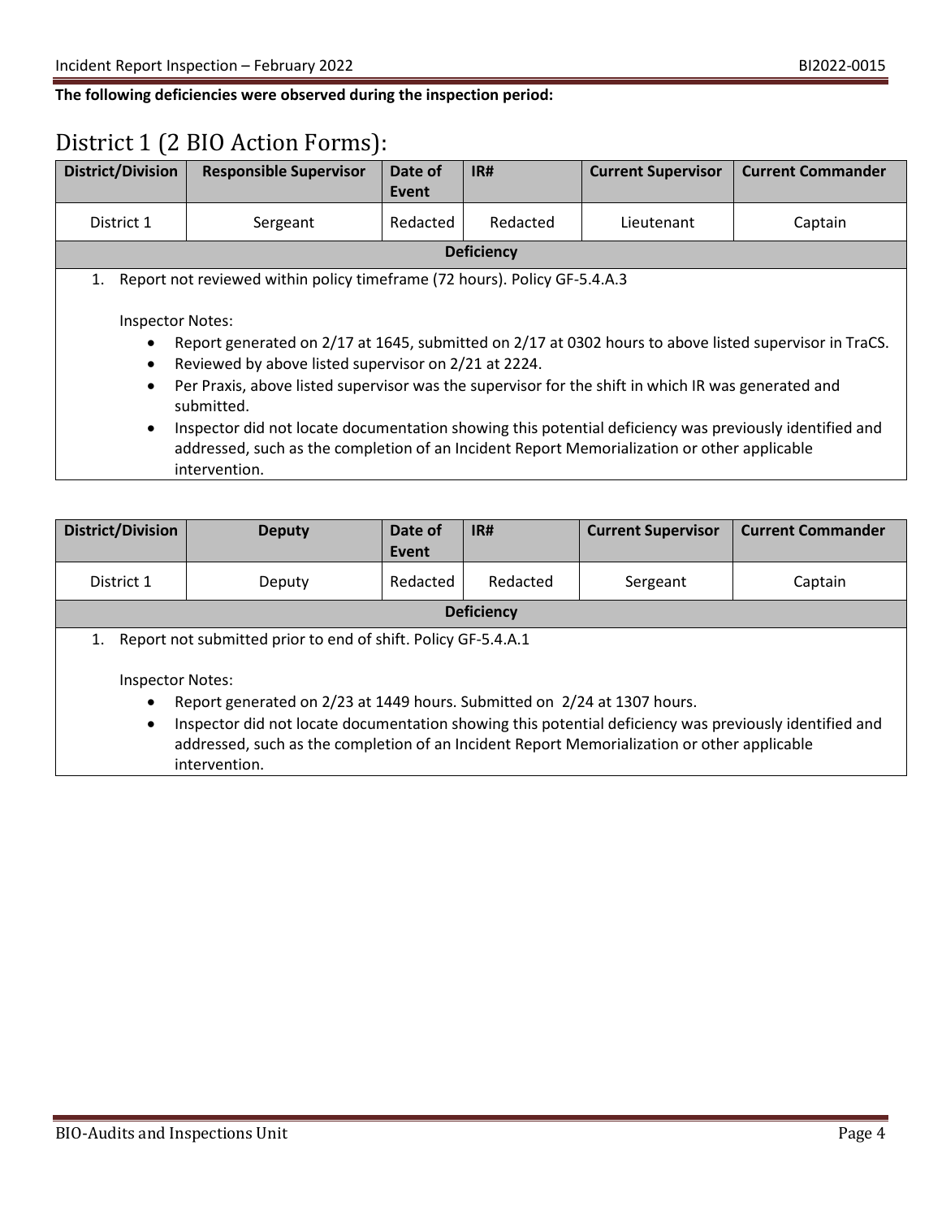**The following deficiencies were observed during the inspection period:**

## District 1 (2 BIO Action Forms):

| District/Division | Responsible Supervisor | Date of Event | IR# | Current Supervisor | Current Commander |
|---|---|---|---|---|---|
| District 1 | Sergeant | Redacted | Redacted | Lieutenant | Captain |
| **Deficiency** | | | | | |

1. Report not reviewed within policy timeframe (72 hours). Policy GF-5.4.A.3

   Inspector Notes:
   - Report generated on 2/17 at 1645, submitted on 2/17 at 0302 hours to above listed supervisor in TraCS.
   - Reviewed by above listed supervisor on 2/21 at 2224.
   - Per Praxis, above listed supervisor was the supervisor for the shift in which IR was generated and submitted.
   - Inspector did not locate documentation showing this potential deficiency was previously identified and addressed, such as the completion of an Incident Report Memorialization or other applicable intervention.

| District/Division | Deputy | Date of Event | IR# | Current Supervisor | Current Commander |
|---|---|---|---|---|---|
| District 1 | Deputy | Redacted | Redacted | Sergeant | Captain |
| **Deficiency** | | | | | |

1. Report not submitted prior to end of shift. Policy GF-5.4.A.1

   Inspector Notes:
   - Report generated on 2/23 at 1449 hours. Submitted on 2/24 at 1307 hours.
   - Inspector did not locate documentation showing this potential deficiency was previously identified and addressed, such as the completion of an Incident Report Memorialization or other applicable intervention.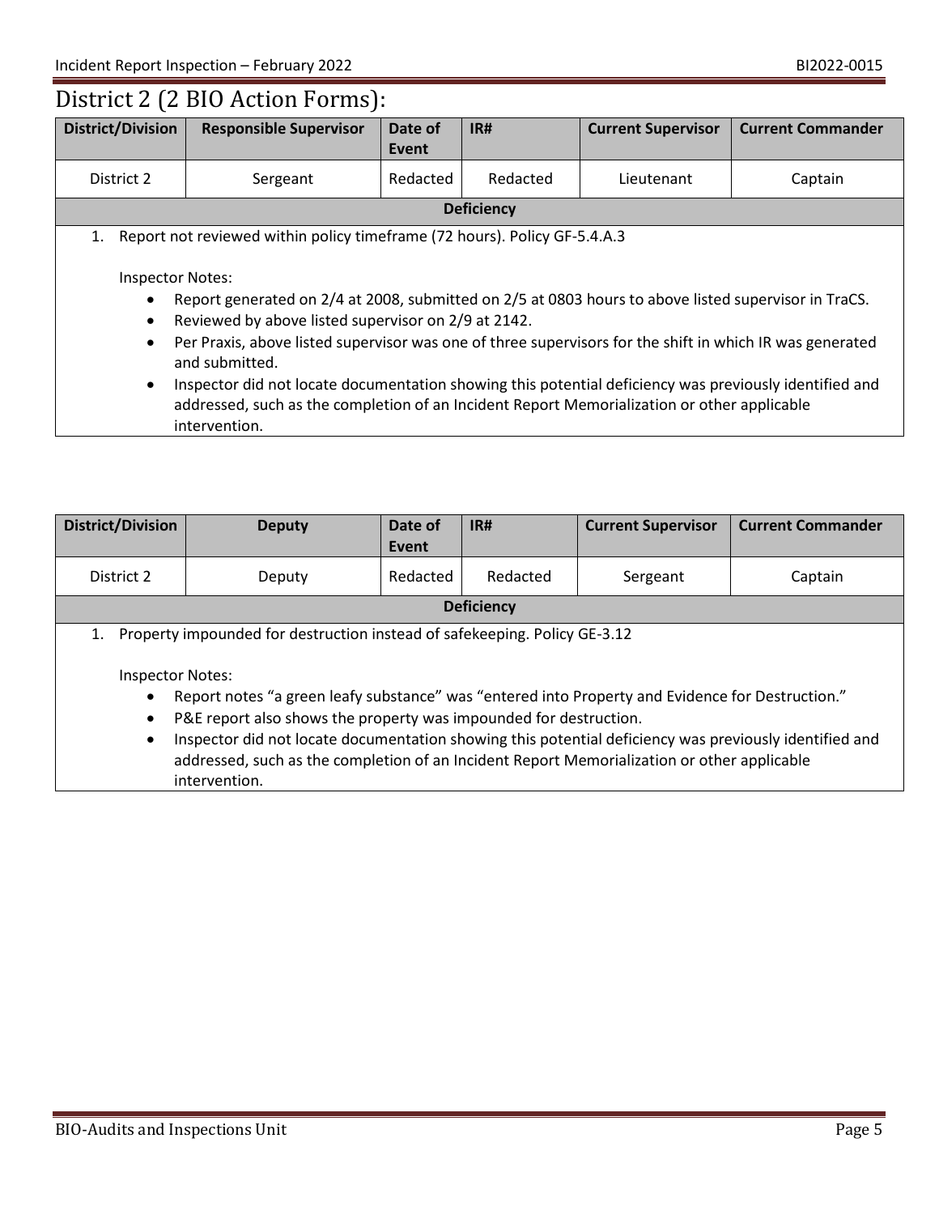## District 2 (2 BIO Action Forms):

| District/Division | Responsible Supervisor | Date of Event | IR# | Current Supervisor | Current Commander |
|---|---|---|---|---|---|
| District 2 | Sergeant | Redacted | Redacted | Lieutenant | Captain |

**Deficiency**

1. Report not reviewed within policy timeframe (72 hours). Policy GF-5.4.A.3

   Inspector Notes:
   - Report generated on 2/4 at 2008, submitted on 2/5 at 0803 hours to above listed supervisor in TraCS.
   - Reviewed by above listed supervisor on 2/9 at 2142.
   - Per Praxis, above listed supervisor was one of three supervisors for the shift in which IR was generated and submitted.
   - Inspector did not locate documentation showing this potential deficiency was previously identified and addressed, such as the completion of an Incident Report Memorialization or other applicable intervention.

| District/Division | Deputy | Date of Event | IR# | Current Supervisor | Current Commander |
|---|---|---|---|---|---|
| District 2 | Deputy | Redacted | Redacted | Sergeant | Captain |

**Deficiency**

1. Property impounded for destruction instead of safekeeping. Policy GE-3.12

   Inspector Notes:
   - Report notes "a green leafy substance" was "entered into Property and Evidence for Destruction."
   - P&E report also shows the property was impounded for destruction.
   - Inspector did not locate documentation showing this potential deficiency was previously identified and addressed, such as the completion of an Incident Report Memorialization or other applicable intervention.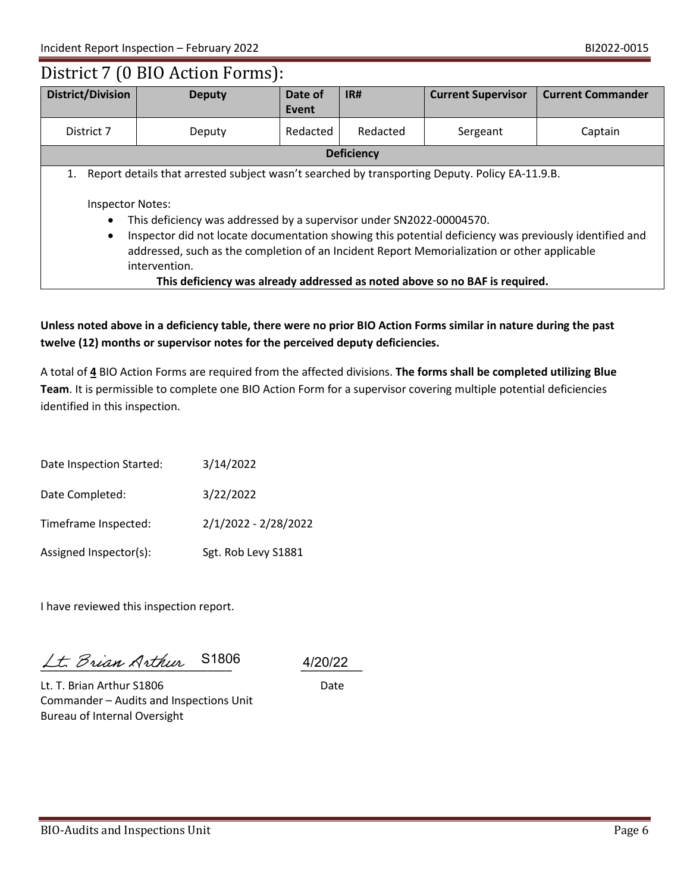## District 7 (0 BIO Action Forms):

| District/Division | Deputy | Date of Event | IR# | Current Supervisor | Current Commander |
|---|---|---|---|---|---|
| District 7 | Deputy | Redacted | Redacted | Sergeant | Captain |
| **Deficiency** | | | | | |
| 1. Report details that arrested subject wasn't searched by transporting Deputy. Policy EA-11.9.B.<br><br>Inspector Notes:<br>• This deficiency was addressed by a supervisor under SN2022-00004570.<br>• Inspector did not locate documentation showing this potential deficiency was previously identified and addressed, such as the completion of an Incident Report Memorialization or other applicable intervention.<br>**This deficiency was already addressed as noted above so no BAF is required.** | | | | | |

**Unless noted above in a deficiency table, there were no prior BIO Action Forms similar in nature during the past twelve (12) months or supervisor notes for the perceived deputy deficiencies.**

A total of **4** BIO Action Forms are required from the affected divisions. **The forms shall be completed utilizing Blue Team**. It is permissible to complete one BIO Action Form for a supervisor covering multiple potential deficiencies identified in this inspection.

Date Inspection Started: 3/14/2022

Date Completed: 3/22/2022

Timeframe Inspected: 2/1/2022 - 2/28/2022

Assigned Inspector(s): Sgt. Rob Levy S1881

I have reviewed this inspection report.

Lt. Brian Arthur S1806 4/20/22

Lt. T. Brian Arthur S1806 Date
Commander – Audits and Inspections Unit
Bureau of Internal Oversight